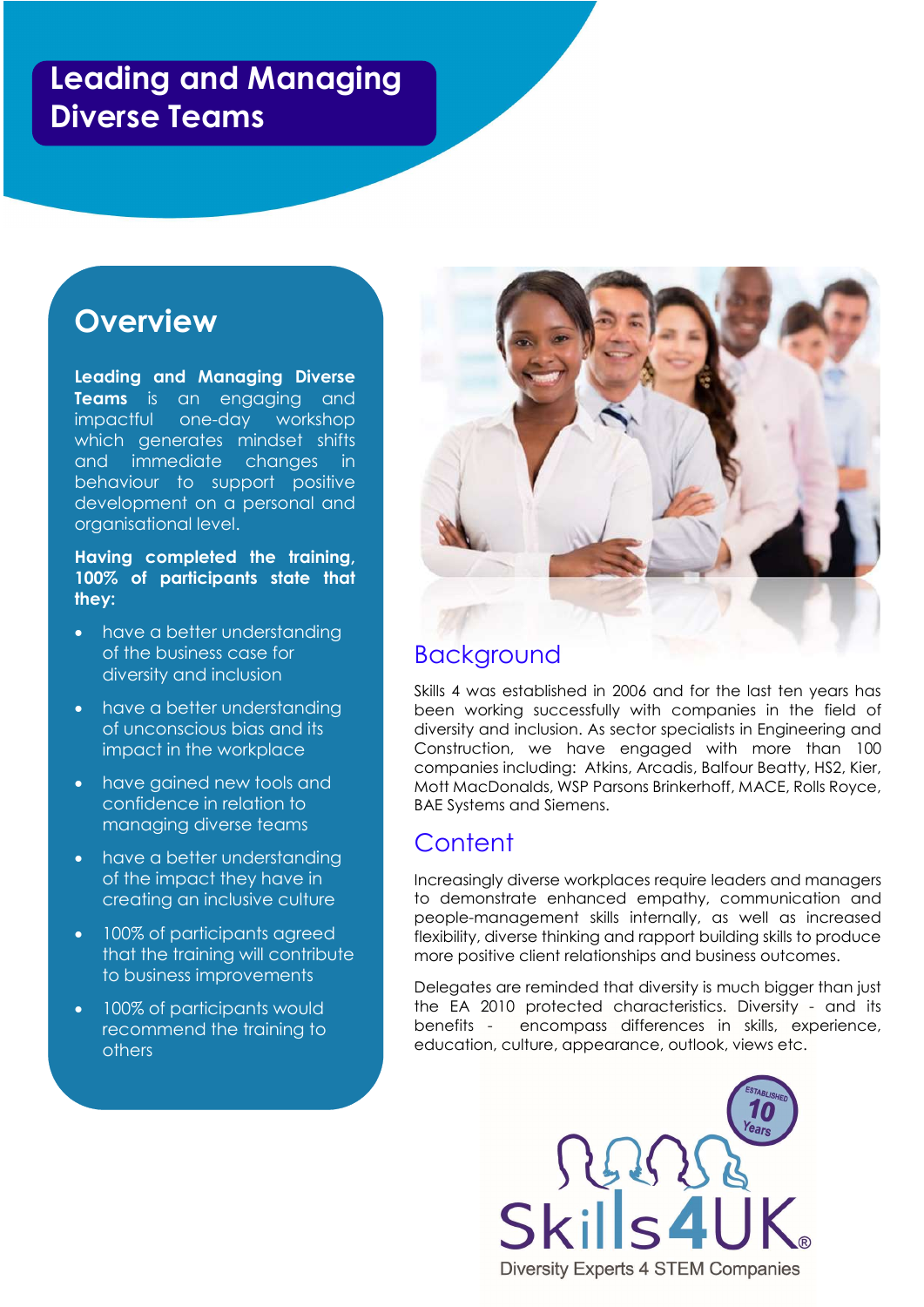# Leading and Managing Diverse Teams

## Overview

**Leading and Managing Diverse Teams** is an engaging and impactful one-day workshop which generates mindset shifts and immediate changes in behaviour to support positive development on a personal and organisational level.

**Having completed the training, 100% of participants state that they:**

- have a better understanding of the business case for diversity and inclusion
- have a better understanding of unconscious bias and its impact in the workplace
- have gained new tools and confidence in relation to managing diverse teams
- have a better understanding of the impact they have in creating an inclusive culture
- 100% of participants agreed that the training will contribute to business improvements
- 100% of participants would recommend the training to others

## Background

Skills 4 was established in 2006 and for the last ten years has been working successfully with companies in the field of diversity and inclusion. As sector specialists in Engineering and Construction, we have engaged with more than 100 companies including: Atkins, Arcadis, Balfour Beatty, HS2, Kier, Mott MacDonalds, WSP Parsons Brinkerhoff, MACE, Rolls Royce, BAE Systems and Siemens.

## Content

Increasingly diverse workplaces require leaders and managers to demonstrate enhanced empathy, communication and people-management skills internally, as well as increased flexibility, diverse thinking and rapport building skills to produce more positive client relationships and business outcomes.

Delegates are reminded that diversity is much bigger than just the EA 2010 protected characteristics. Diversity - and its benefits - encompass differences in skills, experience, education, culture, appearance, outlook, views etc.

Established 10 Years

Skills4UK®

Diversity Experts 4 STEM Companies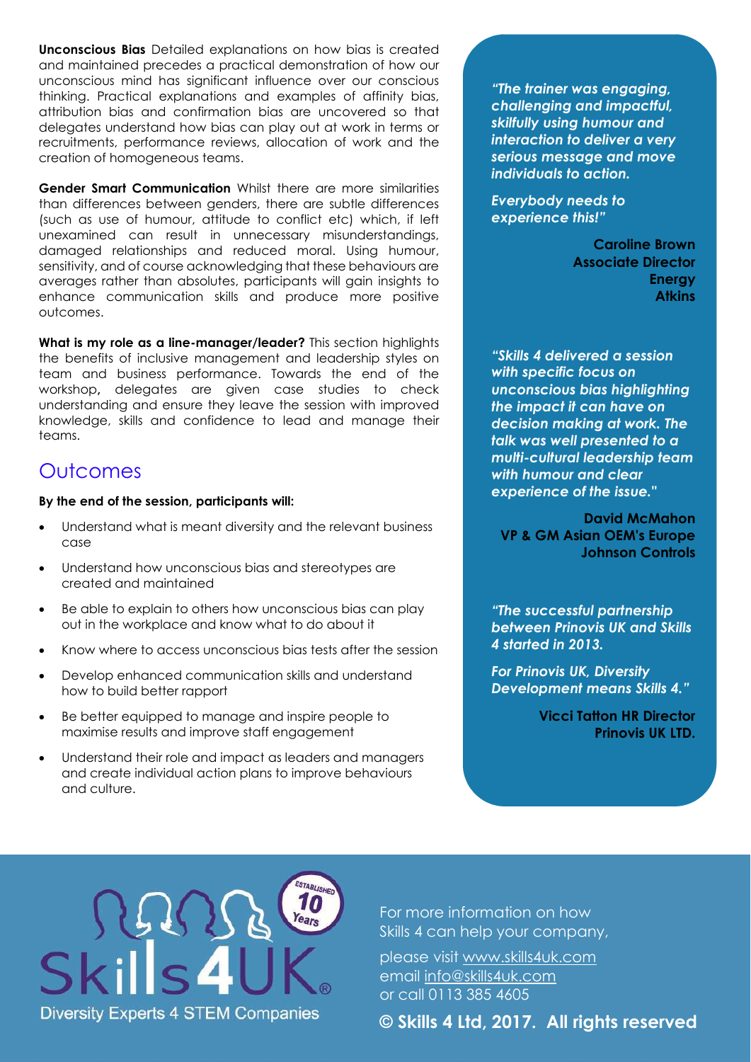**Unconscious Bias** Detailed explanations on how bias is created and maintained precedes a practical demonstration of how our unconscious mind has significant influence over our conscious thinking. Practical explanations and examples of affinity bias, attribution bias and confirmation bias are uncovered so that delegates understand how bias can play out at work in terms or recruitments, performance reviews, allocation of work and the creation of homogeneous teams.

**Gender Smart Communication** Whilst there are more similarities than differences between genders, there are subtle differences (such as use of humour, attitude to conflict etc) which, if left unexamined can result in unnecessary misunderstandings, damaged relationships and reduced moral. Using humour, sensitivity, and of course acknowledging that these behaviours are averages rather than absolutes, participants will gain insights to enhance communication skills and produce more positive outcomes.

**What is my role as a line-manager/leader?** This section highlights the benefits of inclusive management and leadership styles on team and business performance. Towards the end of the workshop, delegates are given case studies to check understanding and ensure they leave the session with improved knowledge, skills and confidence to lead and manage their teams.

## Outcomes

**By the end of the session, participants will:**

- Understand what is meant diversity and the relevant business case
- Understand how unconscious bias and stereotypes are created and maintained
- Be able to explain to others how unconscious bias can play out in the workplace and know what to do about it
- Know where to access unconscious bias tests after the session
- Develop enhanced communication skills and understand how to build better rapport
- Be better equipped to manage and inspire people to maximise results and improve staff engagement
- Understand their role and impact as leaders and managers and create individual action plans to improve behaviours and culture.

***"The trainer was engaging, challenging and impactful, skilfully using humour and interaction to deliver a very serious message and move individuals to action.***

***Everybody needs to experience this!"***

**Caroline Brown**
**Associate Director**
**Energy**
**Atkins**

***"Skills 4 delivered a session with specific focus on unconscious bias highlighting the impact it can have on decision making at work. The talk was well presented to a multi-cultural leadership team with humour and clear experience of the issue."***

**David McMahon**
**VP & GM Asian OEM's Europe**
**Johnson Controls**

***"The successful partnership between Prinovis UK and Skills 4 started in 2013.***

***For Prinovis UK, Diversity Development means Skills 4."***

**Vicci Tatton HR Director**
**Prinovis UK LTD.**

Skills4UK® Established 10 Years
Diversity Experts 4 STEM Companies

For more information on how Skills 4 can help your company,

please visit www.skills4uk.com
email info@skills4uk.com
or call 0113 385 4605

**© Skills 4 Ltd, 2017. All rights reserved**